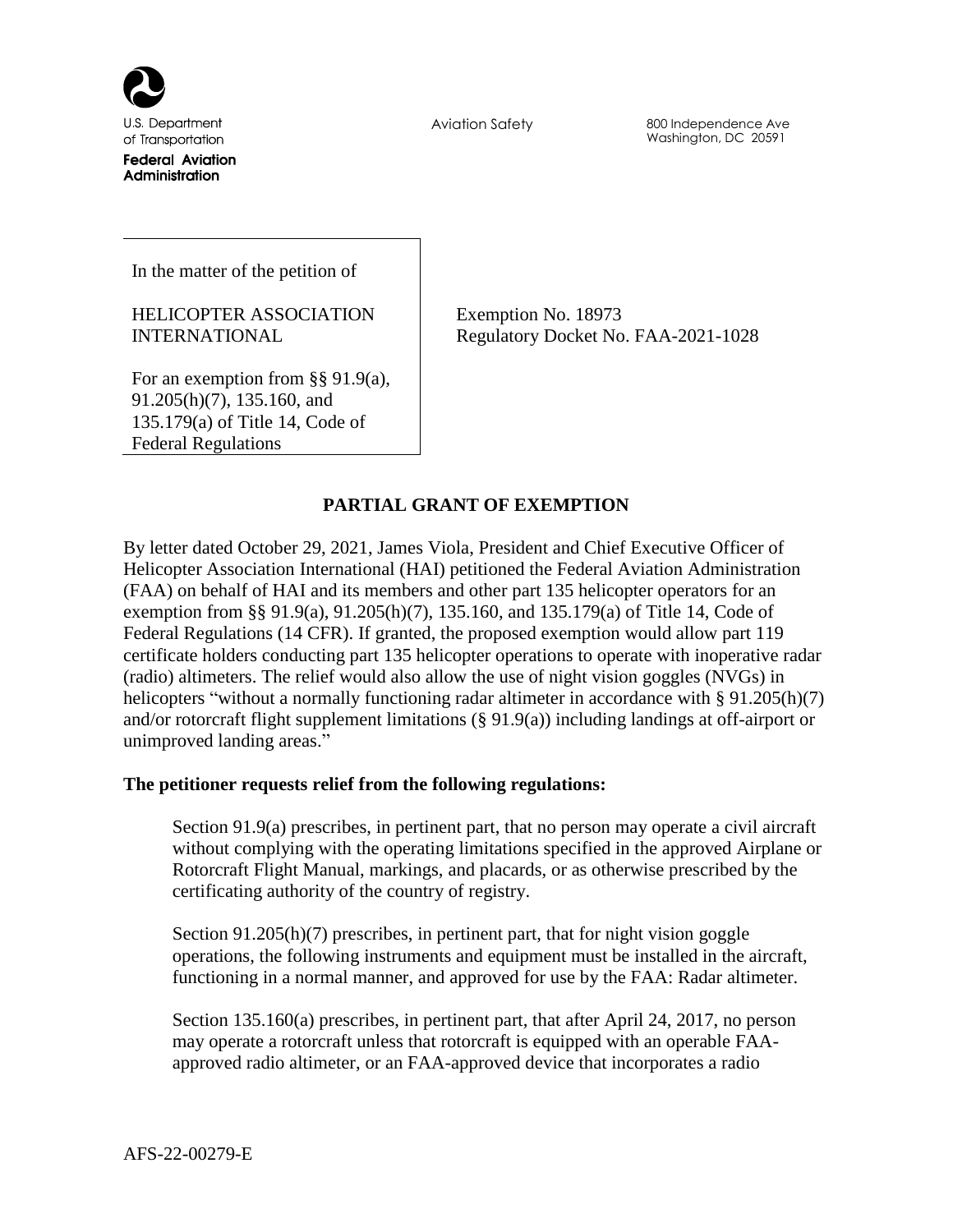U.S. Department of Transportation
**Federal Aviation Administration**

Aviation Safety

800 Independence Ave
Washington, DC 20591

In the matter of the petition of

HELICOPTER ASSOCIATION INTERNATIONAL

For an exemption from §§ 91.9(a), 91.205(h)(7), 135.160, and 135.179(a) of Title 14, Code of Federal Regulations

Exemption No. 18973
Regulatory Docket No. FAA-2021-1028

## PARTIAL GRANT OF EXEMPTION

By letter dated October 29, 2021, James Viola, President and Chief Executive Officer of Helicopter Association International (HAI) petitioned the Federal Aviation Administration (FAA) on behalf of HAI and its members and other part 135 helicopter operators for an exemption from §§ 91.9(a), 91.205(h)(7), 135.160, and 135.179(a) of Title 14, Code of Federal Regulations (14 CFR). If granted, the proposed exemption would allow part 119 certificate holders conducting part 135 helicopter operations to operate with inoperative radar (radio) altimeters. The relief would also allow the use of night vision goggles (NVGs) in helicopters "without a normally functioning radar altimeter in accordance with § 91.205(h)(7) and/or rotorcraft flight supplement limitations (§ 91.9(a)) including landings at off-airport or unimproved landing areas."

**The petitioner requests relief from the following regulations:**

Section 91.9(a) prescribes, in pertinent part, that no person may operate a civil aircraft without complying with the operating limitations specified in the approved Airplane or Rotorcraft Flight Manual, markings, and placards, or as otherwise prescribed by the certificating authority of the country of registry.

Section 91.205(h)(7) prescribes, in pertinent part, that for night vision goggle operations, the following instruments and equipment must be installed in the aircraft, functioning in a normal manner, and approved for use by the FAA: Radar altimeter.

Section 135.160(a) prescribes, in pertinent part, that after April 24, 2017, no person may operate a rotorcraft unless that rotorcraft is equipped with an operable FAA-approved radio altimeter, or an FAA-approved device that incorporates a radio

AFS-22-00279-E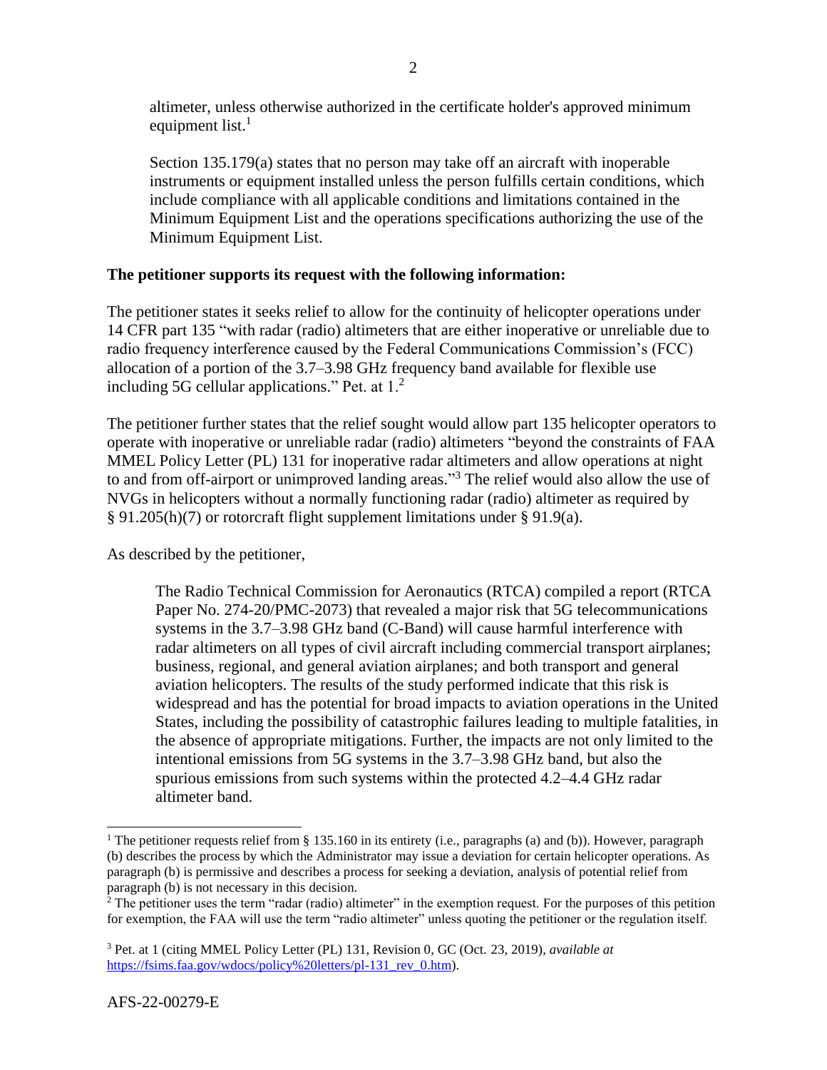altimeter, unless otherwise authorized in the certificate holder's approved minimum equipment list.[1]

Section 135.179(a) states that no person may take off an aircraft with inoperable instruments or equipment installed unless the person fulfills certain conditions, which include compliance with all applicable conditions and limitations contained in the Minimum Equipment List and the operations specifications authorizing the use of the Minimum Equipment List.

**The petitioner supports its request with the following information:**

The petitioner states it seeks relief to allow for the continuity of helicopter operations under 14 CFR part 135 "with radar (radio) altimeters that are either inoperative or unreliable due to radio frequency interference caused by the Federal Communications Commission's (FCC) allocation of a portion of the 3.7–3.98 GHz frequency band available for flexible use including 5G cellular applications." Pet. at 1.[2]

The petitioner further states that the relief sought would allow part 135 helicopter operators to operate with inoperative or unreliable radar (radio) altimeters "beyond the constraints of FAA MMEL Policy Letter (PL) 131 for inoperative radar altimeters and allow operations at night to and from off-airport or unimproved landing areas."[3] The relief would also allow the use of NVGs in helicopters without a normally functioning radar (radio) altimeter as required by § 91.205(h)(7) or rotorcraft flight supplement limitations under § 91.9(a).

As described by the petitioner,

> The Radio Technical Commission for Aeronautics (RTCA) compiled a report (RTCA Paper No. 274-20/PMC-2073) that revealed a major risk that 5G telecommunications systems in the 3.7–3.98 GHz band (C-Band) will cause harmful interference with radar altimeters on all types of civil aircraft including commercial transport airplanes; business, regional, and general aviation airplanes; and both transport and general aviation helicopters. The results of the study performed indicate that this risk is widespread and has the potential for broad impacts to aviation operations in the United States, including the possibility of catastrophic failures leading to multiple fatalities, in the absence of appropriate mitigations. Further, the impacts are not only limited to the intentional emissions from 5G systems in the 3.7–3.98 GHz band, but also the spurious emissions from such systems within the protected 4.2–4.4 GHz radar altimeter band.

---

[1] The petitioner requests relief from § 135.160 in its entirety (i.e., paragraphs (a) and (b)). However, paragraph (b) describes the process by which the Administrator may issue a deviation for certain helicopter operations. As paragraph (b) is permissive and describes a process for seeking a deviation, analysis of potential relief from paragraph (b) is not necessary in this decision.

[2] The petitioner uses the term "radar (radio) altimeter" in the exemption request. For the purposes of this petition for exemption, the FAA will use the term "radio altimeter" unless quoting the petitioner or the regulation itself.

[3] Pet. at 1 (citing MMEL Policy Letter (PL) 131, Revision 0, GC (Oct. 23, 2019), *available at* https://fsims.faa.gov/wdocs/policy%20letters/pl-131_rev_0.htm).

AFS-22-00279-E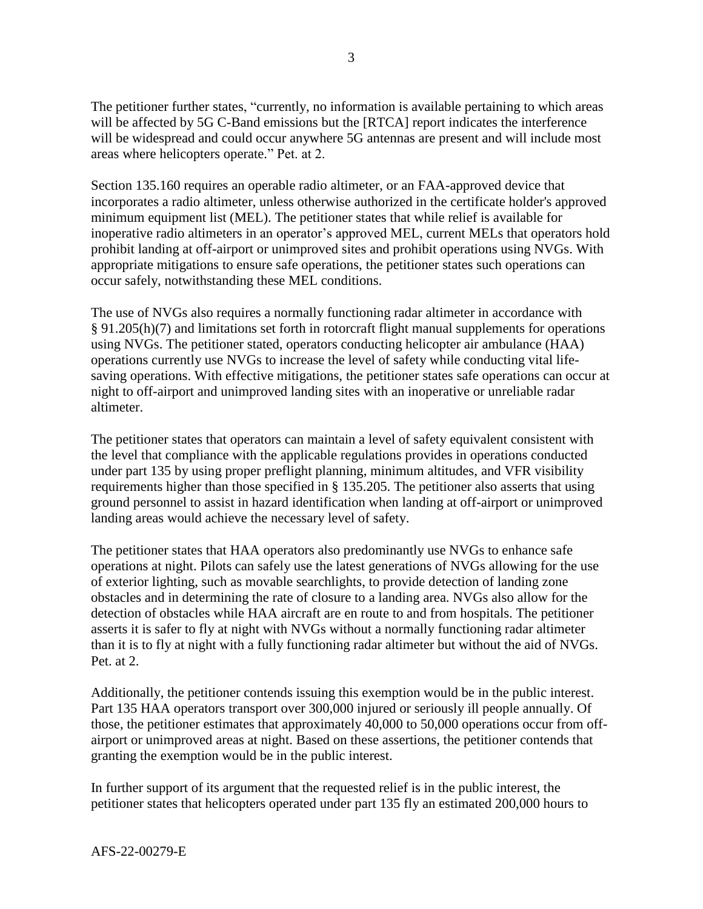The petitioner further states, "currently, no information is available pertaining to which areas will be affected by 5G C-Band emissions but the [RTCA] report indicates the interference will be widespread and could occur anywhere 5G antennas are present and will include most areas where helicopters operate." Pet. at 2.

Section 135.160 requires an operable radio altimeter, or an FAA-approved device that incorporates a radio altimeter, unless otherwise authorized in the certificate holder's approved minimum equipment list (MEL). The petitioner states that while relief is available for inoperative radio altimeters in an operator's approved MEL, current MELs that operators hold prohibit landing at off-airport or unimproved sites and prohibit operations using NVGs. With appropriate mitigations to ensure safe operations, the petitioner states such operations can occur safely, notwithstanding these MEL conditions.

The use of NVGs also requires a normally functioning radar altimeter in accordance with § 91.205(h)(7) and limitations set forth in rotorcraft flight manual supplements for operations using NVGs. The petitioner stated, operators conducting helicopter air ambulance (HAA) operations currently use NVGs to increase the level of safety while conducting vital life-saving operations. With effective mitigations, the petitioner states safe operations can occur at night to off-airport and unimproved landing sites with an inoperative or unreliable radar altimeter.

The petitioner states that operators can maintain a level of safety equivalent consistent with the level that compliance with the applicable regulations provides in operations conducted under part 135 by using proper preflight planning, minimum altitudes, and VFR visibility requirements higher than those specified in § 135.205. The petitioner also asserts that using ground personnel to assist in hazard identification when landing at off-airport or unimproved landing areas would achieve the necessary level of safety.

The petitioner states that HAA operators also predominantly use NVGs to enhance safe operations at night. Pilots can safely use the latest generations of NVGs allowing for the use of exterior lighting, such as movable searchlights, to provide detection of landing zone obstacles and in determining the rate of closure to a landing area. NVGs also allow for the detection of obstacles while HAA aircraft are en route to and from hospitals. The petitioner asserts it is safer to fly at night with NVGs without a normally functioning radar altimeter than it is to fly at night with a fully functioning radar altimeter but without the aid of NVGs. Pet. at 2.

Additionally, the petitioner contends issuing this exemption would be in the public interest. Part 135 HAA operators transport over 300,000 injured or seriously ill people annually. Of those, the petitioner estimates that approximately 40,000 to 50,000 operations occur from off-airport or unimproved areas at night. Based on these assertions, the petitioner contends that granting the exemption would be in the public interest.

In further support of its argument that the requested relief is in the public interest, the petitioner states that helicopters operated under part 135 fly an estimated 200,000 hours to

AFS-22-00279-E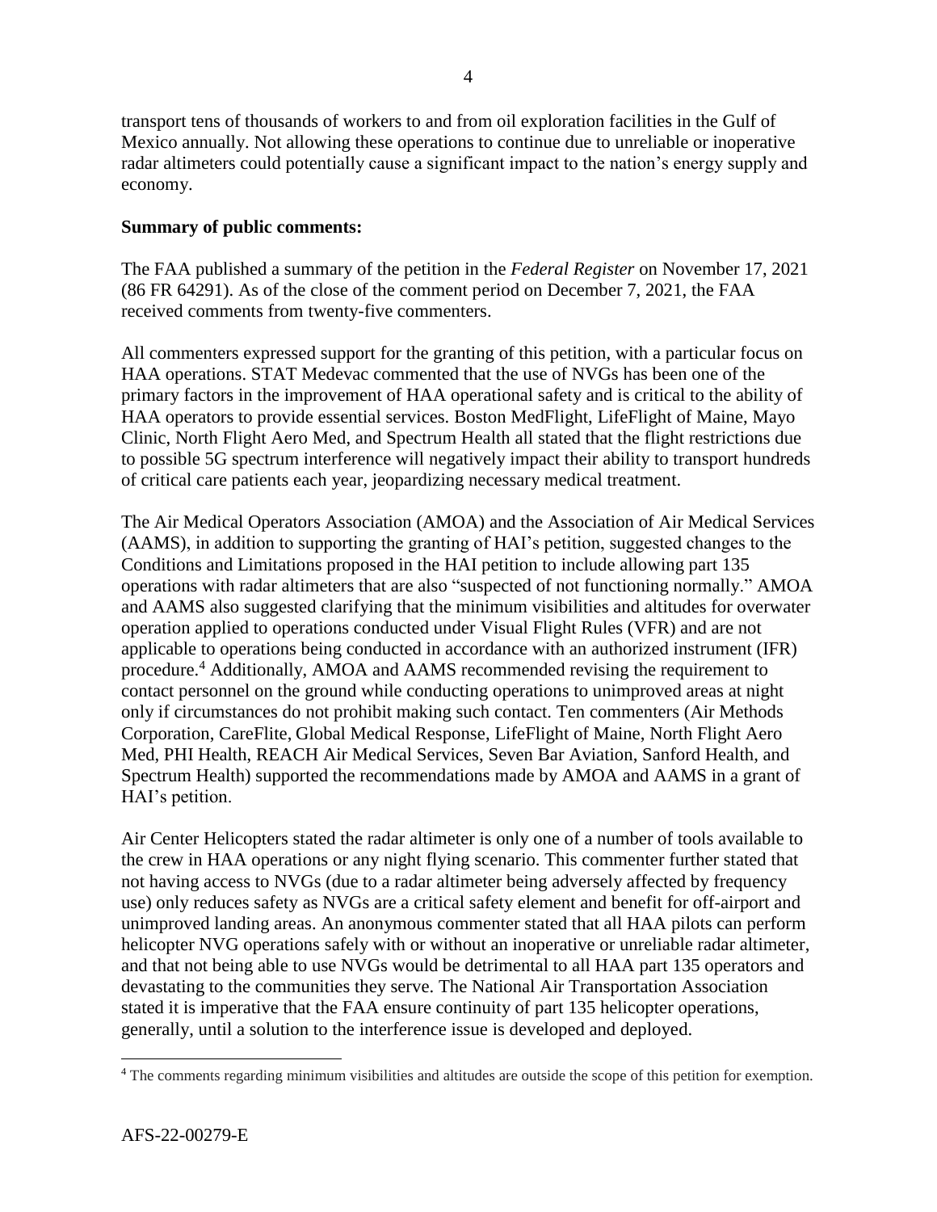transport tens of thousands of workers to and from oil exploration facilities in the Gulf of Mexico annually. Not allowing these operations to continue due to unreliable or inoperative radar altimeters could potentially cause a significant impact to the nation's energy supply and economy.

**Summary of public comments:**

The FAA published a summary of the petition in the *Federal Register* on November 17, 2021 (86 FR 64291). As of the close of the comment period on December 7, 2021, the FAA received comments from twenty-five commenters.

All commenters expressed support for the granting of this petition, with a particular focus on HAA operations. STAT Medevac commented that the use of NVGs has been one of the primary factors in the improvement of HAA operational safety and is critical to the ability of HAA operators to provide essential services. Boston MedFlight, LifeFlight of Maine, Mayo Clinic, North Flight Aero Med, and Spectrum Health all stated that the flight restrictions due to possible 5G spectrum interference will negatively impact their ability to transport hundreds of critical care patients each year, jeopardizing necessary medical treatment.

The Air Medical Operators Association (AMOA) and the Association of Air Medical Services (AAMS), in addition to supporting the granting of HAI's petition, suggested changes to the Conditions and Limitations proposed in the HAI petition to include allowing part 135 operations with radar altimeters that are also "suspected of not functioning normally." AMOA and AAMS also suggested clarifying that the minimum visibilities and altitudes for overwater operation applied to operations conducted under Visual Flight Rules (VFR) and are not applicable to operations being conducted in accordance with an authorized instrument (IFR) procedure.[4] Additionally, AMOA and AAMS recommended revising the requirement to contact personnel on the ground while conducting operations to unimproved areas at night only if circumstances do not prohibit making such contact. Ten commenters (Air Methods Corporation, CareFlite, Global Medical Response, LifeFlight of Maine, North Flight Aero Med, PHI Health, REACH Air Medical Services, Seven Bar Aviation, Sanford Health, and Spectrum Health) supported the recommendations made by AMOA and AAMS in a grant of HAI's petition.

Air Center Helicopters stated the radar altimeter is only one of a number of tools available to the crew in HAA operations or any night flying scenario. This commenter further stated that not having access to NVGs (due to a radar altimeter being adversely affected by frequency use) only reduces safety as NVGs are a critical safety element and benefit for off-airport and unimproved landing areas. An anonymous commenter stated that all HAA pilots can perform helicopter NVG operations safely with or without an inoperative or unreliable radar altimeter, and that not being able to use NVGs would be detrimental to all HAA part 135 operators and devastating to the communities they serve. The National Air Transportation Association stated it is imperative that the FAA ensure continuity of part 135 helicopter operations, generally, until a solution to the interference issue is developed and deployed.

[4] The comments regarding minimum visibilities and altitudes are outside the scope of this petition for exemption.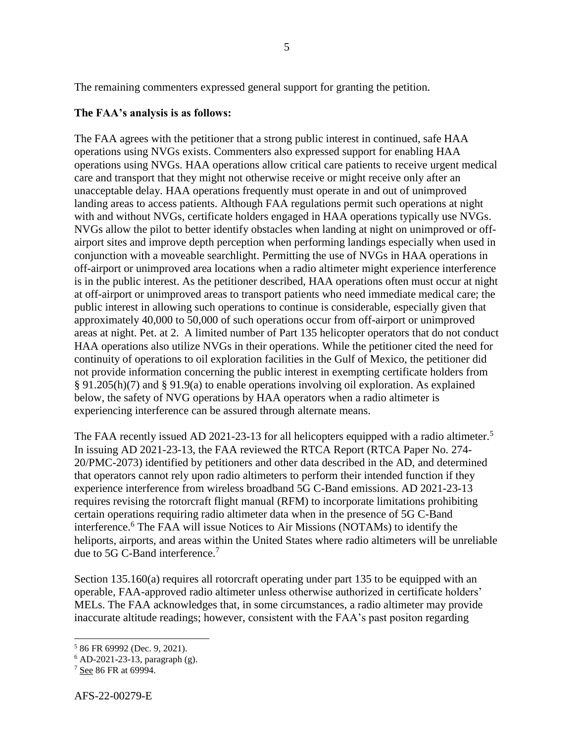The remaining commenters expressed general support for granting the petition.

**The FAA's analysis is as follows:**

The FAA agrees with the petitioner that a strong public interest in continued, safe HAA operations using NVGs exists. Commenters also expressed support for enabling HAA operations using NVGs. HAA operations allow critical care patients to receive urgent medical care and transport that they might not otherwise receive or might receive only after an unacceptable delay. HAA operations frequently must operate in and out of unimproved landing areas to access patients. Although FAA regulations permit such operations at night with and without NVGs, certificate holders engaged in HAA operations typically use NVGs. NVGs allow the pilot to better identify obstacles when landing at night on unimproved or off-airport sites and improve depth perception when performing landings especially when used in conjunction with a moveable searchlight. Permitting the use of NVGs in HAA operations in off-airport or unimproved area locations when a radio altimeter might experience interference is in the public interest. As the petitioner described, HAA operations often must occur at night at off-airport or unimproved areas to transport patients who need immediate medical care; the public interest in allowing such operations to continue is considerable, especially given that approximately 40,000 to 50,000 of such operations occur from off-airport or unimproved areas at night. Pet. at 2. A limited number of Part 135 helicopter operators that do not conduct HAA operations also utilize NVGs in their operations. While the petitioner cited the need for continuity of operations to oil exploration facilities in the Gulf of Mexico, the petitioner did not provide information concerning the public interest in exempting certificate holders from § 91.205(h)(7) and § 91.9(a) to enable operations involving oil exploration. As explained below, the safety of NVG operations by HAA operators when a radio altimeter is experiencing interference can be assured through alternate means.

The FAA recently issued AD 2021-23-13 for all helicopters equipped with a radio altimeter.[5] In issuing AD 2021-23-13, the FAA reviewed the RTCA Report (RTCA Paper No. 274-20/PMC-2073) identified by petitioners and other data described in the AD, and determined that operators cannot rely upon radio altimeters to perform their intended function if they experience interference from wireless broadband 5G C-Band emissions. AD 2021-23-13 requires revising the rotorcraft flight manual (RFM) to incorporate limitations prohibiting certain operations requiring radio altimeter data when in the presence of 5G C-Band interference.[6] The FAA will issue Notices to Air Missions (NOTAMs) to identify the heliports, airports, and areas within the United States where radio altimeters will be unreliable due to 5G C-Band interference.[7]

Section 135.160(a) requires all rotorcraft operating under part 135 to be equipped with an operable, FAA-approved radio altimeter unless otherwise authorized in certificate holders' MELs. The FAA acknowledges that, in some circumstances, a radio altimeter may provide inaccurate altitude readings; however, consistent with the FAA's past positon regarding

---

[5] 86 FR 69992 (Dec. 9, 2021).

[6] AD-2021-23-13, paragraph (g).

[7] See 86 FR at 69994.

AFS-22-00279-E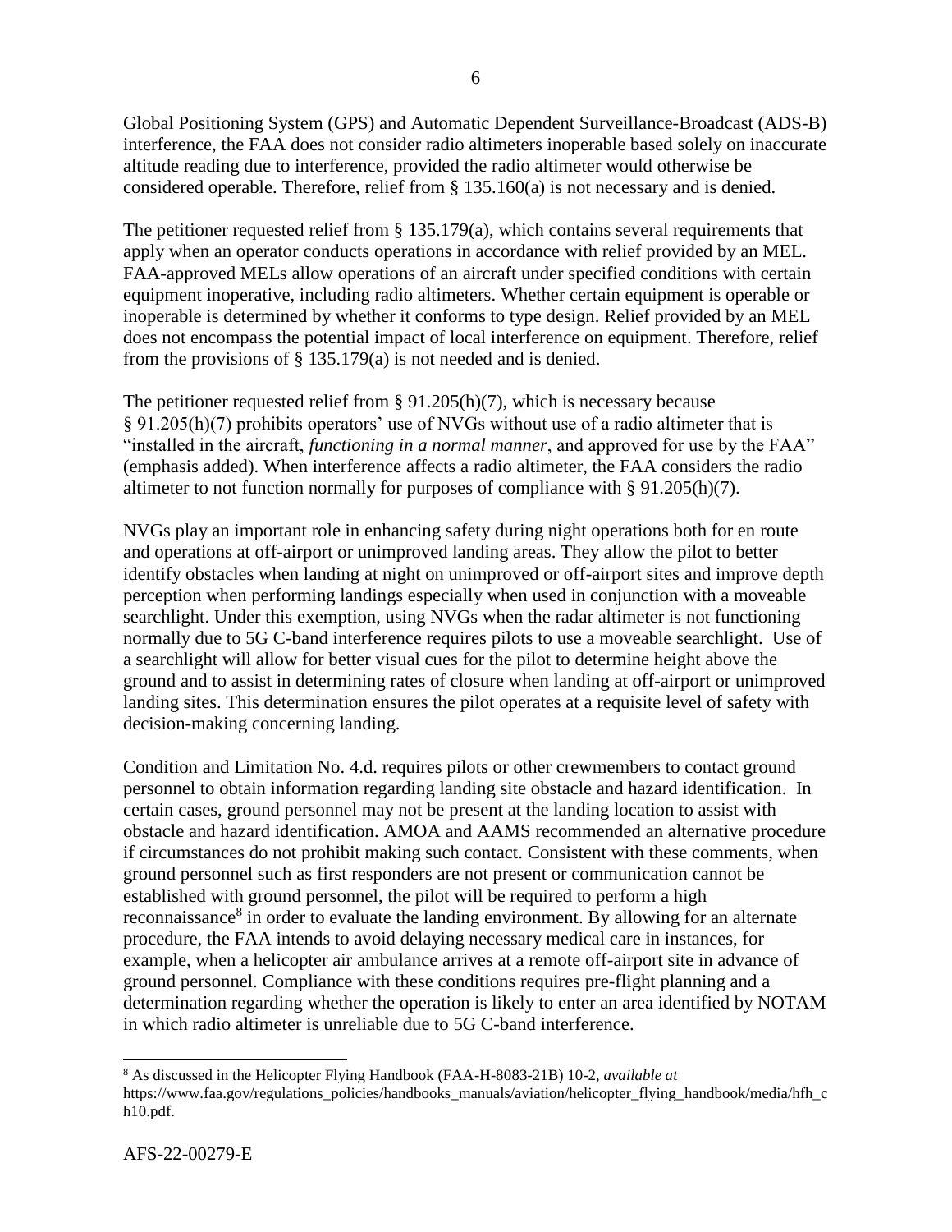Global Positioning System (GPS) and Automatic Dependent Surveillance-Broadcast (ADS-B) interference, the FAA does not consider radio altimeters inoperable based solely on inaccurate altitude reading due to interference, provided the radio altimeter would otherwise be considered operable. Therefore, relief from § 135.160(a) is not necessary and is denied.

The petitioner requested relief from § 135.179(a), which contains several requirements that apply when an operator conducts operations in accordance with relief provided by an MEL. FAA-approved MELs allow operations of an aircraft under specified conditions with certain equipment inoperative, including radio altimeters. Whether certain equipment is operable or inoperable is determined by whether it conforms to type design. Relief provided by an MEL does not encompass the potential impact of local interference on equipment. Therefore, relief from the provisions of § 135.179(a) is not needed and is denied.

The petitioner requested relief from § 91.205(h)(7), which is necessary because § 91.205(h)(7) prohibits operators' use of NVGs without use of a radio altimeter that is "installed in the aircraft, *functioning in a normal manner*, and approved for use by the FAA" (emphasis added). When interference affects a radio altimeter, the FAA considers the radio altimeter to not function normally for purposes of compliance with § 91.205(h)(7).

NVGs play an important role in enhancing safety during night operations both for en route and operations at off-airport or unimproved landing areas. They allow the pilot to better identify obstacles when landing at night on unimproved or off-airport sites and improve depth perception when performing landings especially when used in conjunction with a moveable searchlight. Under this exemption, using NVGs when the radar altimeter is not functioning normally due to 5G C-band interference requires pilots to use a moveable searchlight. Use of a searchlight will allow for better visual cues for the pilot to determine height above the ground and to assist in determining rates of closure when landing at off-airport or unimproved landing sites. This determination ensures the pilot operates at a requisite level of safety with decision-making concerning landing.

Condition and Limitation No. 4.d. requires pilots or other crewmembers to contact ground personnel to obtain information regarding landing site obstacle and hazard identification. In certain cases, ground personnel may not be present at the landing location to assist with obstacle and hazard identification. AMOA and AAMS recommended an alternative procedure if circumstances do not prohibit making such contact. Consistent with these comments, when ground personnel such as first responders are not present or communication cannot be established with ground personnel, the pilot will be required to perform a high reconnaissance[8] in order to evaluate the landing environment. By allowing for an alternate procedure, the FAA intends to avoid delaying necessary medical care in instances, for example, when a helicopter air ambulance arrives at a remote off-airport site in advance of ground personnel. Compliance with these conditions requires pre-flight planning and a determination regarding whether the operation is likely to enter an area identified by NOTAM in which radio altimeter is unreliable due to 5G C-band interference.

[8] As discussed in the Helicopter Flying Handbook (FAA-H-8083-21B) 10-2, *available at* https://www.faa.gov/regulations_policies/handbooks_manuals/aviation/helicopter_flying_handbook/media/hfh_ch10.pdf.

AFS-22-00279-E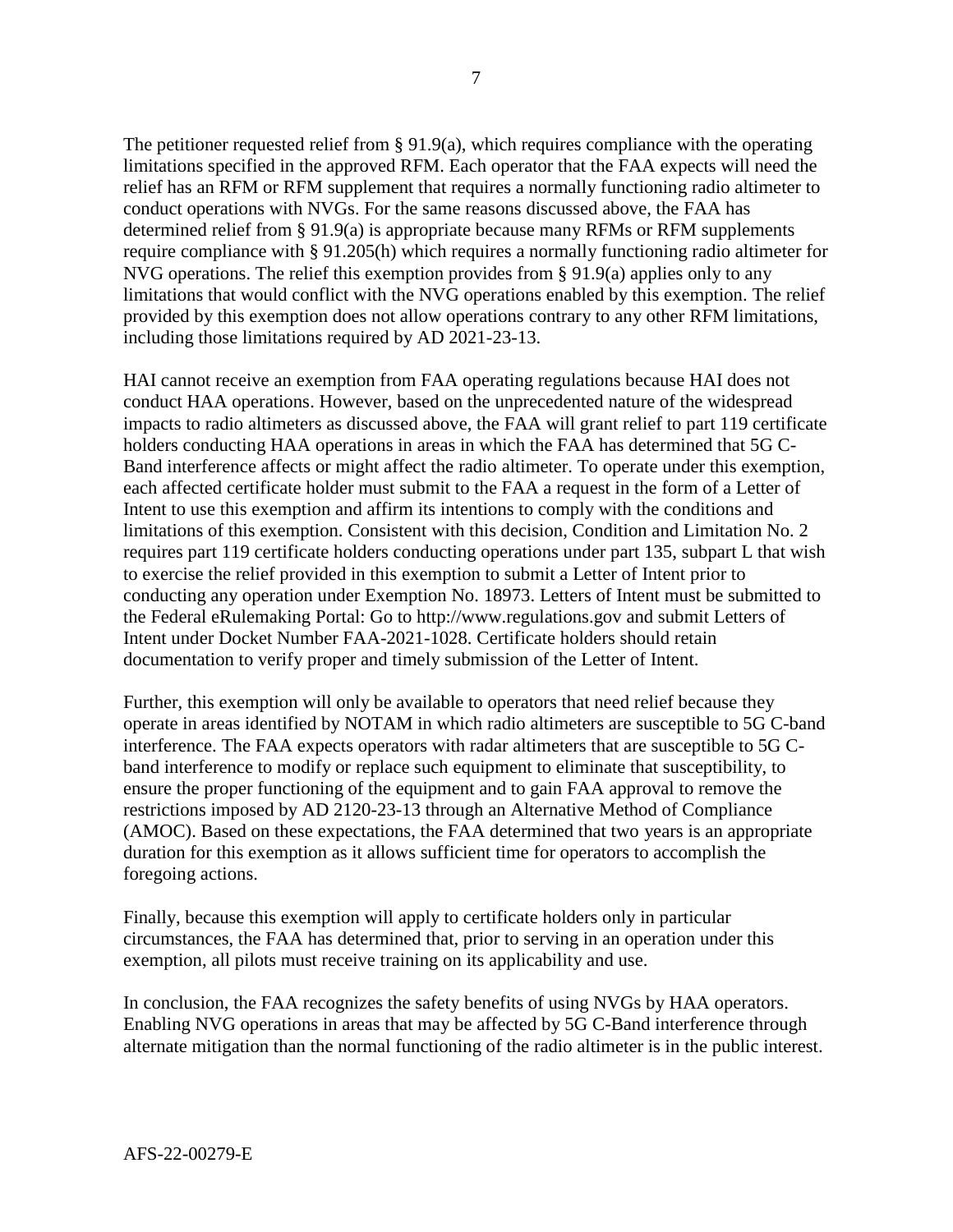The petitioner requested relief from § 91.9(a), which requires compliance with the operating limitations specified in the approved RFM. Each operator that the FAA expects will need the relief has an RFM or RFM supplement that requires a normally functioning radio altimeter to conduct operations with NVGs. For the same reasons discussed above, the FAA has determined relief from § 91.9(a) is appropriate because many RFMs or RFM supplements require compliance with § 91.205(h) which requires a normally functioning radio altimeter for NVG operations. The relief this exemption provides from § 91.9(a) applies only to any limitations that would conflict with the NVG operations enabled by this exemption. The relief provided by this exemption does not allow operations contrary to any other RFM limitations, including those limitations required by AD 2021-23-13.

HAI cannot receive an exemption from FAA operating regulations because HAI does not conduct HAA operations. However, based on the unprecedented nature of the widespread impacts to radio altimeters as discussed above, the FAA will grant relief to part 119 certificate holders conducting HAA operations in areas in which the FAA has determined that 5G C-Band interference affects or might affect the radio altimeter. To operate under this exemption, each affected certificate holder must submit to the FAA a request in the form of a Letter of Intent to use this exemption and affirm its intentions to comply with the conditions and limitations of this exemption. Consistent with this decision, Condition and Limitation No. 2 requires part 119 certificate holders conducting operations under part 135, subpart L that wish to exercise the relief provided in this exemption to submit a Letter of Intent prior to conducting any operation under Exemption No. 18973. Letters of Intent must be submitted to the Federal eRulemaking Portal: Go to http://www.regulations.gov and submit Letters of Intent under Docket Number FAA-2021-1028. Certificate holders should retain documentation to verify proper and timely submission of the Letter of Intent.

Further, this exemption will only be available to operators that need relief because they operate in areas identified by NOTAM in which radio altimeters are susceptible to 5G C-band interference. The FAA expects operators with radar altimeters that are susceptible to 5G C-band interference to modify or replace such equipment to eliminate that susceptibility, to ensure the proper functioning of the equipment and to gain FAA approval to remove the restrictions imposed by AD 2120-23-13 through an Alternative Method of Compliance (AMOC). Based on these expectations, the FAA determined that two years is an appropriate duration for this exemption as it allows sufficient time for operators to accomplish the foregoing actions.

Finally, because this exemption will apply to certificate holders only in particular circumstances, the FAA has determined that, prior to serving in an operation under this exemption, all pilots must receive training on its applicability and use.

In conclusion, the FAA recognizes the safety benefits of using NVGs by HAA operators. Enabling NVG operations in areas that may be affected by 5G C-Band interference through alternate mitigation than the normal functioning of the radio altimeter is in the public interest.

AFS-22-00279-E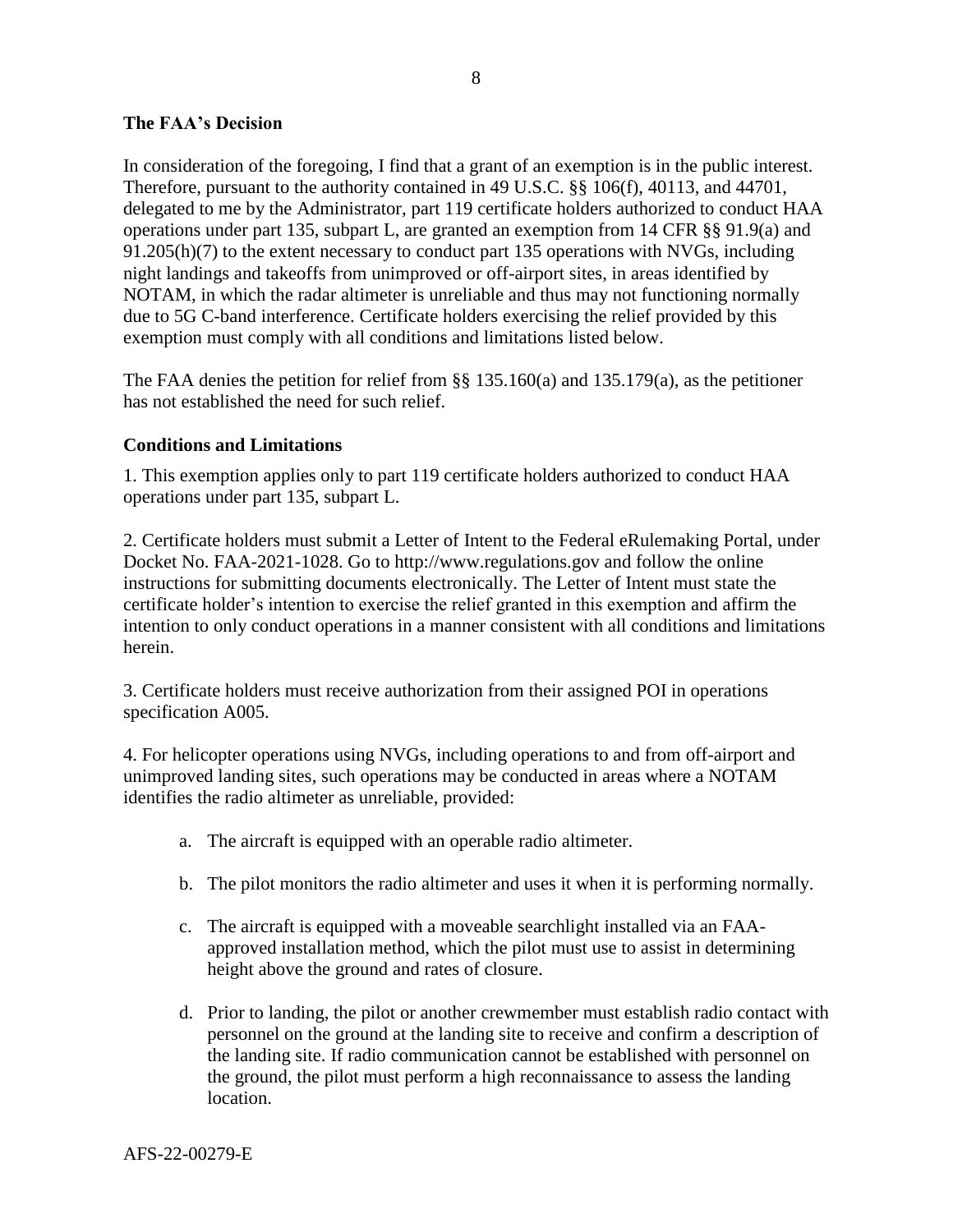## The FAA's Decision

In consideration of the foregoing, I find that a grant of an exemption is in the public interest. Therefore, pursuant to the authority contained in 49 U.S.C. §§ 106(f), 40113, and 44701, delegated to me by the Administrator, part 119 certificate holders authorized to conduct HAA operations under part 135, subpart L, are granted an exemption from 14 CFR §§ 91.9(a) and 91.205(h)(7) to the extent necessary to conduct part 135 operations with NVGs, including night landings and takeoffs from unimproved or off-airport sites, in areas identified by NOTAM, in which the radar altimeter is unreliable and thus may not functioning normally due to 5G C-band interference. Certificate holders exercising the relief provided by this exemption must comply with all conditions and limitations listed below.

The FAA denies the petition for relief from §§ 135.160(a) and 135.179(a), as the petitioner has not established the need for such relief.

## Conditions and Limitations

1. This exemption applies only to part 119 certificate holders authorized to conduct HAA operations under part 135, subpart L.

2. Certificate holders must submit a Letter of Intent to the Federal eRulemaking Portal, under Docket No. FAA-2021-1028. Go to http://www.regulations.gov and follow the online instructions for submitting documents electronically. The Letter of Intent must state the certificate holder's intention to exercise the relief granted in this exemption and affirm the intention to only conduct operations in a manner consistent with all conditions and limitations herein.

3. Certificate holders must receive authorization from their assigned POI in operations specification A005.

4. For helicopter operations using NVGs, including operations to and from off-airport and unimproved landing sites, such operations may be conducted in areas where a NOTAM identifies the radio altimeter as unreliable, provided:

   a. The aircraft is equipped with an operable radio altimeter.

   b. The pilot monitors the radio altimeter and uses it when it is performing normally.

   c. The aircraft is equipped with a moveable searchlight installed via an FAA-approved installation method, which the pilot must use to assist in determining height above the ground and rates of closure.

   d. Prior to landing, the pilot or another crewmember must establish radio contact with personnel on the ground at the landing site to receive and confirm a description of the landing site. If radio communication cannot be established with personnel on the ground, the pilot must perform a high reconnaissance to assess the landing location.

AFS-22-00279-E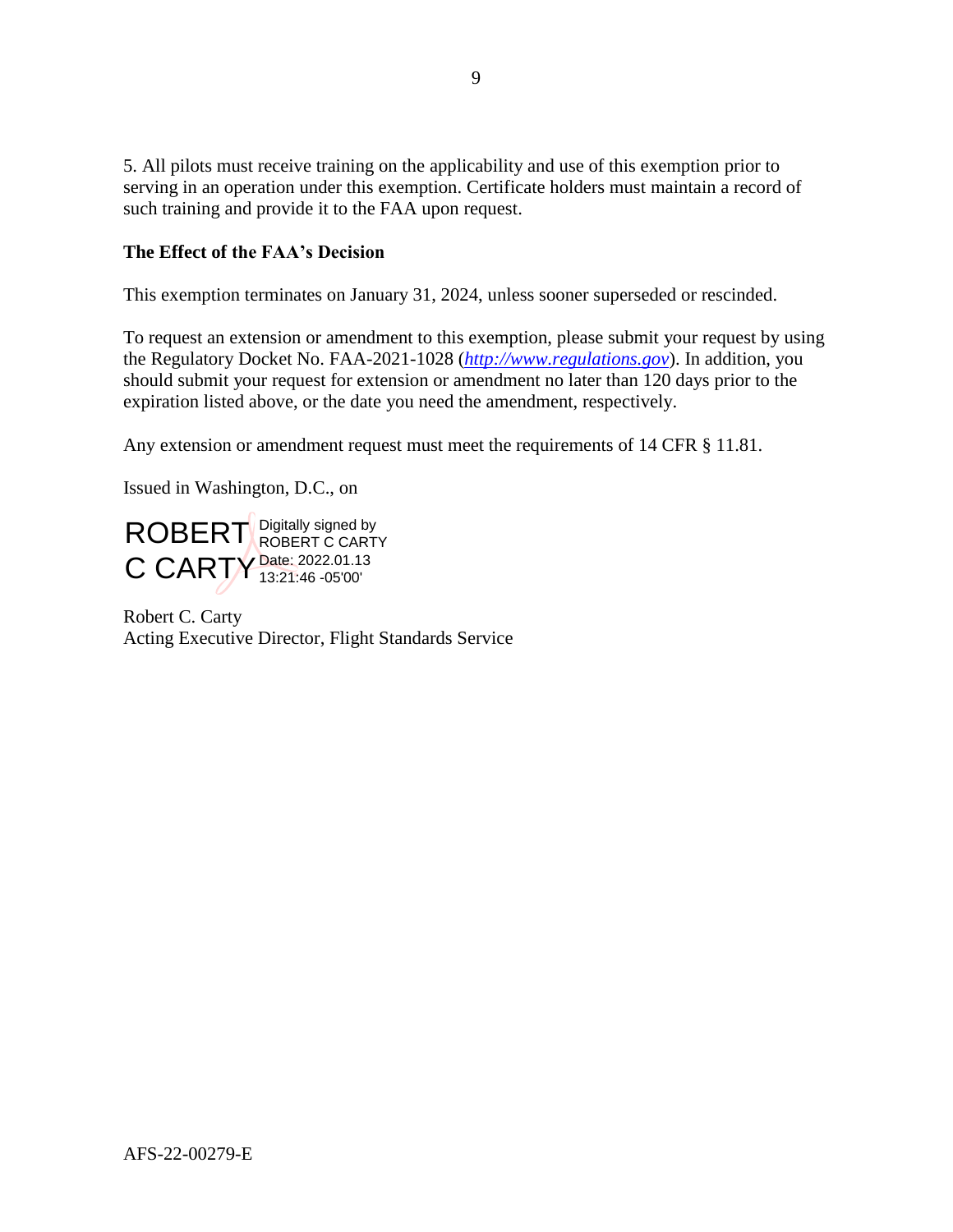5. All pilots must receive training on the applicability and use of this exemption prior to serving in an operation under this exemption. Certificate holders must maintain a record of such training and provide it to the FAA upon request.

**The Effect of the FAA's Decision**

This exemption terminates on January 31, 2024, unless sooner superseded or rescinded.

To request an extension or amendment to this exemption, please submit your request by using the Regulatory Docket No. FAA-2021-1028 ([*http://www.regulations.gov*](http://www.regulations.gov)). In addition, you should submit your request for extension or amendment no later than 120 days prior to the expiration listed above, or the date you need the amendment, respectively.

Any extension or amendment request must meet the requirements of 14 CFR § 11.81.

Issued in Washington, D.C., on

ROBERT C CARTY Digitally signed by ROBERT C CARTY Date: 2022.01.13 13:21:46 -05'00'

Robert C. Carty
Acting Executive Director, Flight Standards Service

AFS-22-00279-E